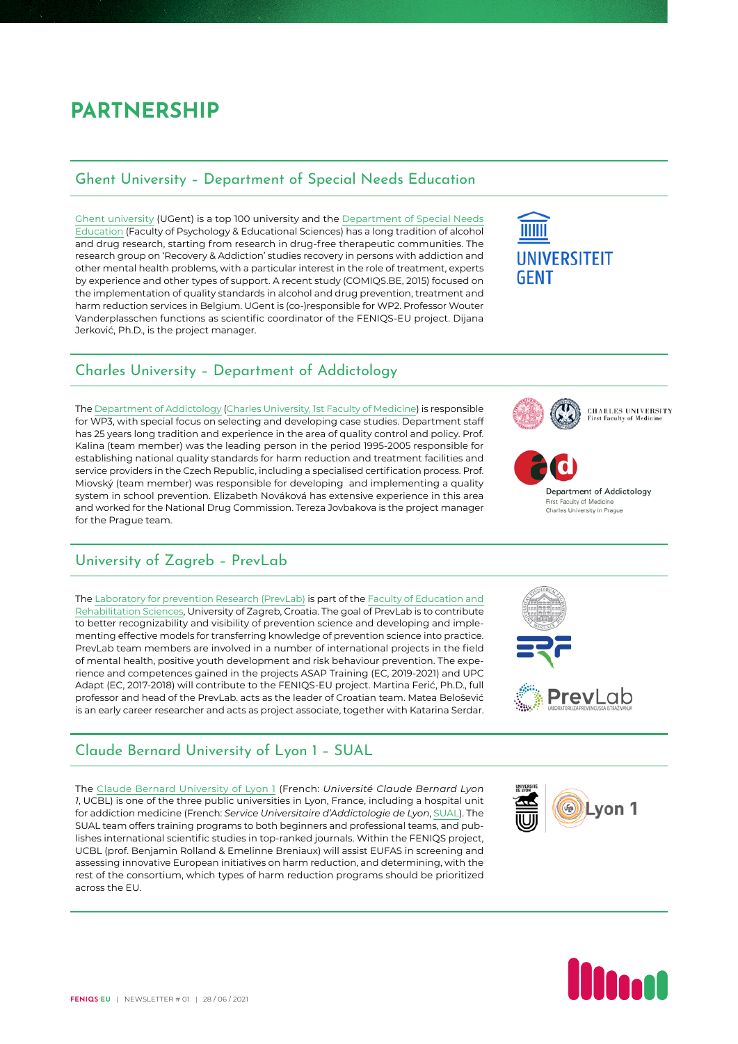# PARTNERSHIP

## Ghent University – Department of Special Needs Education

Ghent university (UGent) is a top 100 university and the Department of Special Needs Education (Faculty of Psychology & Educational Sciences) has a long tradition of alcohol and drug research, starting from research in drug-free therapeutic communities. The research group on 'Recovery & Addiction' studies recovery in persons with addiction and other mental health problems, with a particular interest in the role of treatment, experts by experience and other types of support. A recent study (COMIQS.BE, 2015) focused on the implementation of quality standards in alcohol and drug prevention, treatment and harm reduction services in Belgium. UGent is (co-)responsible for WP2. Professor Wouter Vanderplasschen functions as scientific coordinator of the FENIQS-EU project. Dijana Jerković, Ph.D., is the project manager.

## Charles University – Department of Addictology

The Department of Addictology (Charles University, 1st Faculty of Medicine) is responsible for WP3, with special focus on selecting and developing case studies. Department staff has 25 years long tradition and experience in the area of quality control and policy. Prof. Kalina (team member) was the leading person in the period 1995-2005 responsible for establishing national quality standards for harm reduction and treatment facilities and service providers in the Czech Republic, including a specialised certification process. Prof. Miovský (team member) was responsible for developing and implementing a quality system in school prevention. Elizabeth Nováková has extensive experience in this area and worked for the National Drug Commission. Tereza Jovbakova is the project manager for the Prague team.

## University of Zagreb – PrevLab

The Laboratory for prevention Research (PrevLab) is part of the Faculty of Education and Rehabilitation Sciences, University of Zagreb, Croatia. The goal of PrevLab is to contribute to better recognizability and visibility of prevention science and developing and implementing effective models for transferring knowledge of prevention science into practice. PrevLab team members are involved in a number of international projects in the field of mental health, positive youth development and risk behaviour prevention. The experience and competences gained in the projects ASAP Training (EC, 2019-2021) and UPC Adapt (EC, 2017-2018) will contribute to the FENIQS-EU project. Martina Ferić, Ph.D., full professor and head of the PrevLab. acts as the leader of Croatian team. Matea Belošević is an early career researcher and acts as project associate, together with Katarina Serdar.

## Claude Bernard University of Lyon 1 – SUAL

The Claude Bernard University of Lyon 1 (French: *Université Claude Bernard Lyon 1*, UCBL) is one of the three public universities in Lyon, France, including a hospital unit for addiction medicine (French: *Service Universitaire d'Addictologie de Lyon*, SUAL). The SUAL team offers training programs to both beginners and professional teams, and publishes international scientific studies in top-ranked journals. Within the FENIQS project, UCBL (prof. Benjamin Rolland & Emelinne Breniaux) will assist EUFAS in screening and assessing innovative European initiatives on harm reduction, and determining, with the rest of the consortium, which types of harm reduction programs should be prioritized across the EU.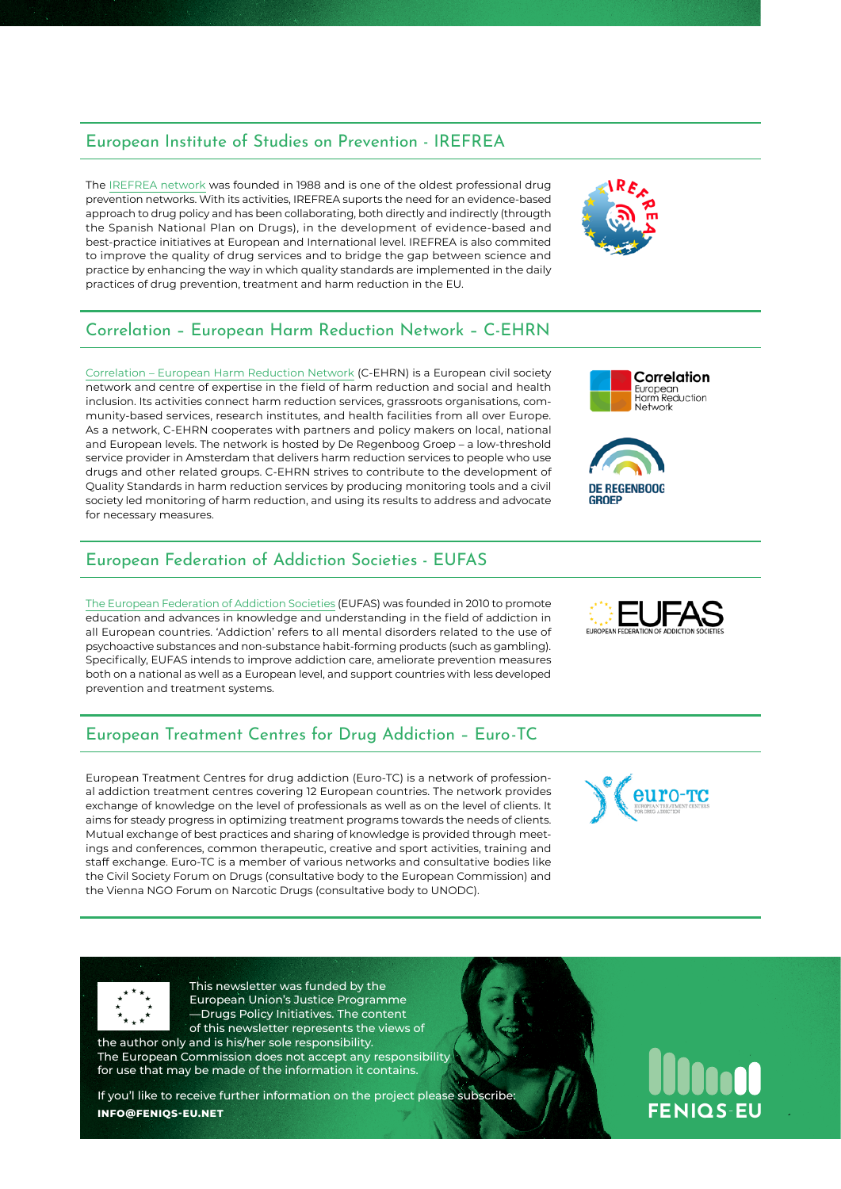## European Institute of Studies on Prevention - IREFREA

The IREFREA network was founded in 1988 and is one of the oldest professional drug prevention networks. With its activities, IREFREA suports the need for an evidence-based approach to drug policy and has been collaborating, both directly and indirectly (through the Spanish National Plan on Drugs), in the development of evidence-based and best-practice initiatives at European and International level. IREFREA is also commited to improve the quality of drug services and to bridge the gap between science and practice by enhancing the way in which quality standards are implemented in the daily practices of drug prevention, treatment and harm reduction in the EU.

## Correlation – European Harm Reduction Network – C-EHRN

Correlation – European Harm Reduction Network (C-EHRN) is a European civil society network and centre of expertise in the field of harm reduction and social and health inclusion. Its activities connect harm reduction services, grassroots organisations, community-based services, research institutes, and health facilities from all over Europe. As a network, C-EHRN cooperates with partners and policy makers on local, national and European levels. The network is hosted by De Regenboog Groep – a low-threshold service provider in Amsterdam that delivers harm reduction services to people who use drugs and other related groups. C-EHRN strives to contribute to the development of Quality Standards in harm reduction services by producing monitoring tools and a civil society led monitoring of harm reduction, and using its results to address and advocate for necessary measures.

## European Federation of Addiction Societies - EUFAS

The European Federation of Addiction Societies (EUFAS) was founded in 2010 to promote education and advances in knowledge and understanding in the field of addiction in all European countries. 'Addiction' refers to all mental disorders related to the use of psychoactive substances and non-substance habit-forming products (such as gambling). Specifically, EUFAS intends to improve addiction care, ameliorate prevention measures both on a national as well as a European level, and support countries with less developed prevention and treatment systems.

## European Treatment Centres for Drug Addiction – Euro-TC

European Treatment Centres for drug addiction (Euro-TC) is a network of professional addiction treatment centres covering 12 European countries. The network provides exchange of knowledge on the level of professionals as well as on the level of clients. It aims for steady progress in optimizing treatment programs towards the needs of clients. Mutual exchange of best practices and sharing of knowledge is provided through meetings and conferences, common therapeutic, creative and sport activities, training and staff exchange. Euro-TC is a member of various networks and consultative bodies like the Civil Society Forum on Drugs (consultative body to the European Commission) and the Vienna NGO Forum on Narcotic Drugs (consultative body to UNODC).

---

This newsletter was funded by the European Union's Justice Programme —Drugs Policy Initiatives. The content of this newsletter represents the views of the author only and is his/her sole responsibility. The European Commission does not accept any responsibility for use that may be made of the information it contains.

If you'l like to receive further information on the project please subscribe:
**INFO@FENIQS-EU.NET**

FENIQS-EU